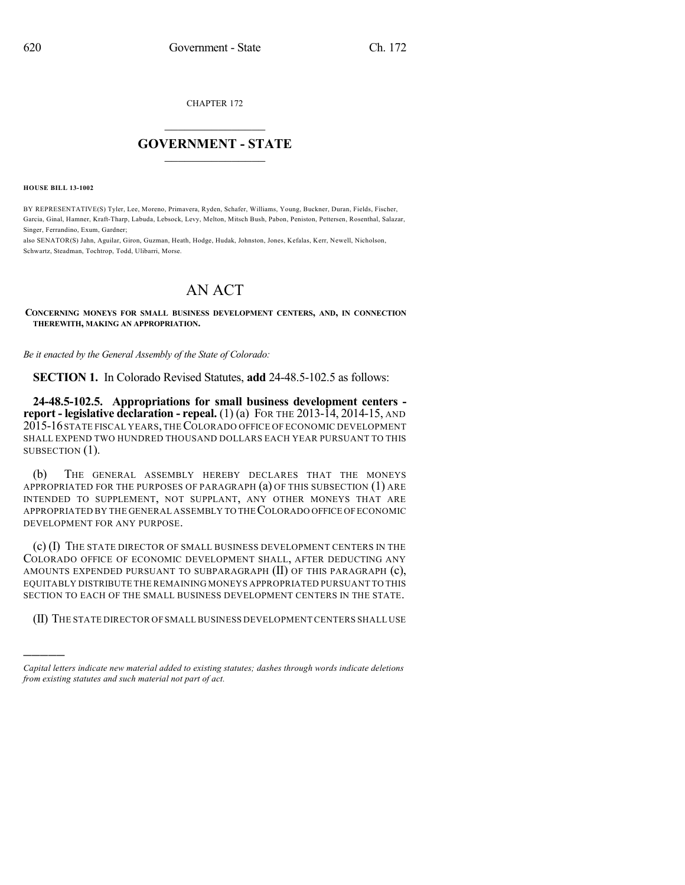CHAPTER 172

# GOVERNMENT - STATE

**HOUSE BILL 13-1002**

BY REPRESENTATIVE(S) Tyler, Lee, Moreno, Primavera, Ryden, Schafer, Williams, Young, Buckner, Duran, Fields, Fischer, Garcia, Ginal, Hamner, Kraft-Tharp, Labuda, Lebsock, Levy, Melton, Mitsch Bush, Pabon, Peniston, Pettersen, Rosenthal, Salazar, Singer, Ferrandino, Exum, Gardner;
also SENATOR(S) Jahn, Aguilar, Giron, Guzman, Heath, Hodge, Hudak, Johnston, Jones, Kefalas, Kerr, Newell, Nicholson, Schwartz, Steadman, Tochtrop, Todd, Ulibarri, Morse.

# AN ACT

**CONCERNING MONEYS FOR SMALL BUSINESS DEVELOPMENT CENTERS, AND, IN CONNECTION THEREWITH, MAKING AN APPROPRIATION.**

*Be it enacted by the General Assembly of the State of Colorado:*

**SECTION 1.** In Colorado Revised Statutes, **add** 24-48.5-102.5 as follows:

**24-48.5-102.5. Appropriations for small business development centers - report - legislative declaration - repeal.** (1) (a) FOR THE 2013-14, 2014-15, AND 2015-16 STATE FISCAL YEARS, THE COLORADO OFFICE OF ECONOMIC DEVELOPMENT SHALL EXPEND TWO HUNDRED THOUSAND DOLLARS EACH YEAR PURSUANT TO THIS SUBSECTION (1).

(b) THE GENERAL ASSEMBLY HEREBY DECLARES THAT THE MONEYS APPROPRIATED FOR THE PURPOSES OF PARAGRAPH (a) OF THIS SUBSECTION (1) ARE INTENDED TO SUPPLEMENT, NOT SUPPLANT, ANY OTHER MONEYS THAT ARE APPROPRIATED BY THE GENERAL ASSEMBLY TO THE COLORADO OFFICE OF ECONOMIC DEVELOPMENT FOR ANY PURPOSE.

(c) (I) THE STATE DIRECTOR OF SMALL BUSINESS DEVELOPMENT CENTERS IN THE COLORADO OFFICE OF ECONOMIC DEVELOPMENT SHALL, AFTER DEDUCTING ANY AMOUNTS EXPENDED PURSUANT TO SUBPARAGRAPH (II) OF THIS PARAGRAPH (c), EQUITABLY DISTRIBUTE THE REMAINING MONEYS APPROPRIATED PURSUANT TO THIS SECTION TO EACH OF THE SMALL BUSINESS DEVELOPMENT CENTERS IN THE STATE.

(II) THE STATE DIRECTOR OF SMALL BUSINESS DEVELOPMENT CENTERS SHALL USE

---

*Capital letters indicate new material added to existing statutes; dashes through words indicate deletions from existing statutes and such material not part of act.*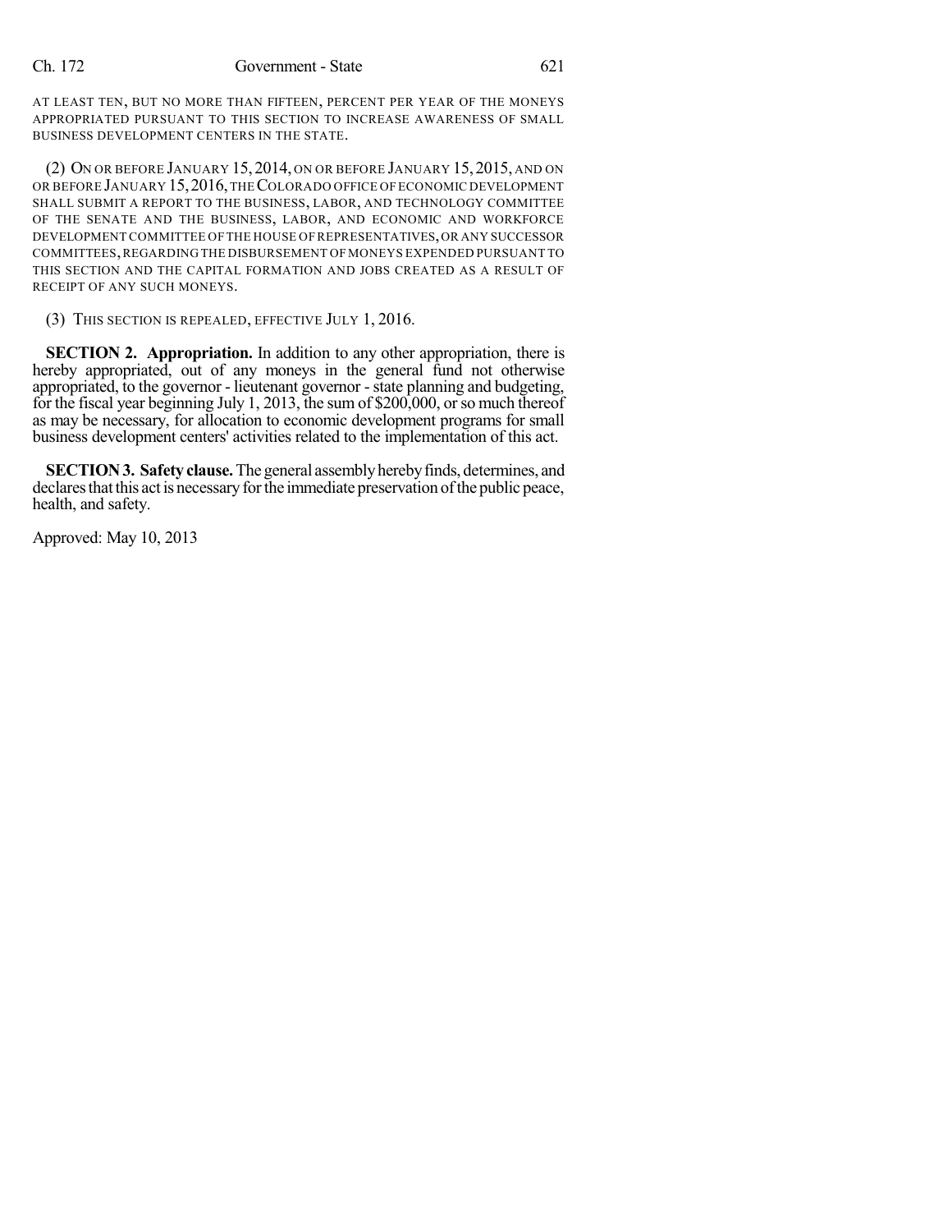AT LEAST TEN, BUT NO MORE THAN FIFTEEN, PERCENT PER YEAR OF THE MONEYS APPROPRIATED PURSUANT TO THIS SECTION TO INCREASE AWARENESS OF SMALL BUSINESS DEVELOPMENT CENTERS IN THE STATE.

(2) ON OR BEFORE JANUARY 15, 2014, ON OR BEFORE JANUARY 15, 2015, AND ON OR BEFORE JANUARY 15, 2016, THE COLORADO OFFICE OF ECONOMIC DEVELOPMENT SHALL SUBMIT A REPORT TO THE BUSINESS, LABOR, AND TECHNOLOGY COMMITTEE OF THE SENATE AND THE BUSINESS, LABOR, AND ECONOMIC AND WORKFORCE DEVELOPMENT COMMITTEE OF THE HOUSE OF REPRESENTATIVES, OR ANY SUCCESSOR COMMITTEES, REGARDING THE DISBURSEMENT OF MONEYS EXPENDED PURSUANT TO THIS SECTION AND THE CAPITAL FORMATION AND JOBS CREATED AS A RESULT OF RECEIPT OF ANY SUCH MONEYS.

(3) THIS SECTION IS REPEALED, EFFECTIVE JULY 1, 2016.

**SECTION 2. Appropriation.** In addition to any other appropriation, there is hereby appropriated, out of any moneys in the general fund not otherwise appropriated, to the governor - lieutenant governor - state planning and budgeting, for the fiscal year beginning July 1, 2013, the sum of $200,000, or so much thereof as may be necessary, for allocation to economic development programs for small business development centers' activities related to the implementation of this act.

**SECTION 3. Safety clause.** The general assembly hereby finds, determines, and declares that this act is necessary for the immediate preservation of the public peace, health, and safety.

Approved: May 10, 2013